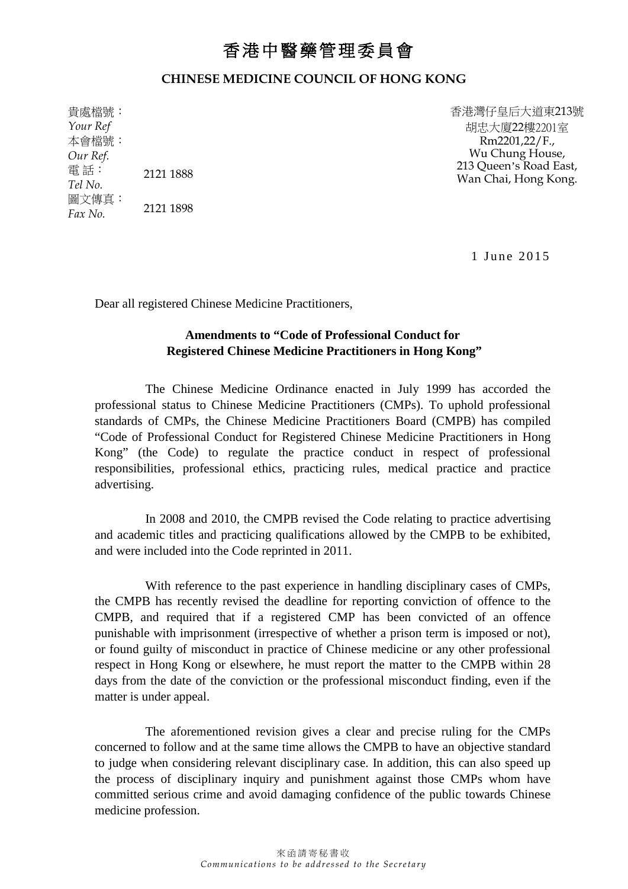# 香港中醫藥管理委員會

## CHINESE MEDICINE COUNCIL OF HONG KONG

貴處檔號：
*Your Ref*
本會檔號：
*Our Ref.*
電 話：
*Tel No.* 2121 1888
圖文傳真：
*Fax No.* 2121 1898

香港灣仔皇后大道東213號
胡忠大廈22樓2201室
Rm2201,22/F.,
Wu Chung House,
213 Queen's Road East,
Wan Chai, Hong Kong.

1 June 2015

Dear all registered Chinese Medicine Practitioners,

**Amendments to "Code of Professional Conduct for Registered Chinese Medicine Practitioners in Hong Kong"**

The Chinese Medicine Ordinance enacted in July 1999 has accorded the professional status to Chinese Medicine Practitioners (CMPs). To uphold professional standards of CMPs, the Chinese Medicine Practitioners Board (CMPB) has compiled "Code of Professional Conduct for Registered Chinese Medicine Practitioners in Hong Kong" (the Code) to regulate the practice conduct in respect of professional responsibilities, professional ethics, practicing rules, medical practice and practice advertising.

In 2008 and 2010, the CMPB revised the Code relating to practice advertising and academic titles and practicing qualifications allowed by the CMPB to be exhibited, and were included into the Code reprinted in 2011.

With reference to the past experience in handling disciplinary cases of CMPs, the CMPB has recently revised the deadline for reporting conviction of offence to the CMPB, and required that if a registered CMP has been convicted of an offence punishable with imprisonment (irrespective of whether a prison term is imposed or not), or found guilty of misconduct in practice of Chinese medicine or any other professional respect in Hong Kong or elsewhere, he must report the matter to the CMPB within 28 days from the date of the conviction or the professional misconduct finding, even if the matter is under appeal.

The aforementioned revision gives a clear and precise ruling for the CMPs concerned to follow and at the same time allows the CMPB to have an objective standard to judge when considering relevant disciplinary case. In addition, this can also speed up the process of disciplinary inquiry and punishment against those CMPs whom have committed serious crime and avoid damaging confidence of the public towards Chinese medicine profession.

來函請寄秘書收
*Communications to be addressed to the Secretary*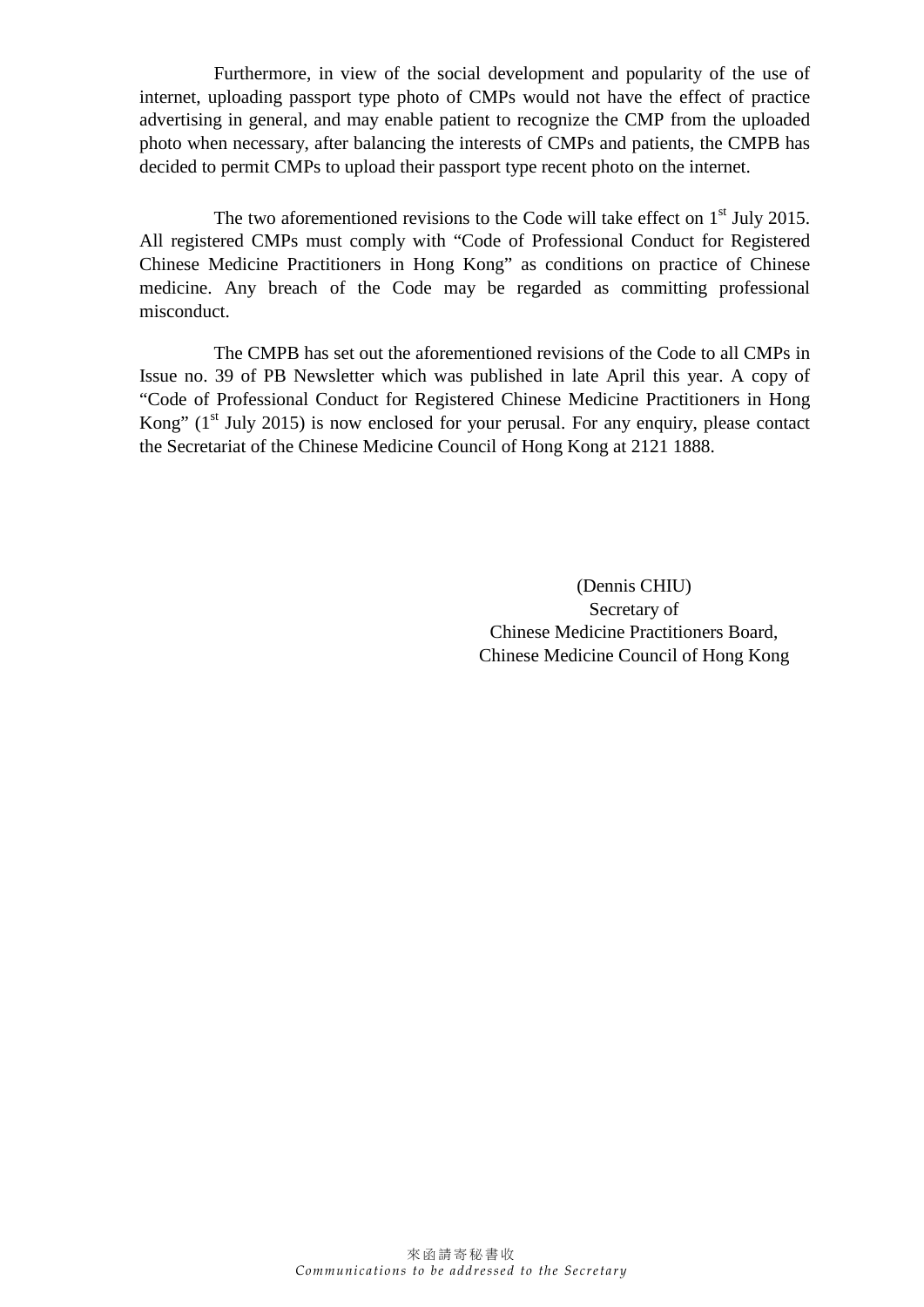Furthermore, in view of the social development and popularity of the use of internet, uploading passport type photo of CMPs would not have the effect of practice advertising in general, and may enable patient to recognize the CMP from the uploaded photo when necessary, after balancing the interests of CMPs and patients, the CMPB has decided to permit CMPs to upload their passport type recent photo on the internet.

The two aforementioned revisions to the Code will take effect on 1st July 2015. All registered CMPs must comply with "Code of Professional Conduct for Registered Chinese Medicine Practitioners in Hong Kong" as conditions on practice of Chinese medicine. Any breach of the Code may be regarded as committing professional misconduct.

The CMPB has set out the aforementioned revisions of the Code to all CMPs in Issue no. 39 of PB Newsletter which was published in late April this year. A copy of "Code of Professional Conduct for Registered Chinese Medicine Practitioners in Hong Kong" (1st July 2015) is now enclosed for your perusal. For any enquiry, please contact the Secretariat of the Chinese Medicine Council of Hong Kong at 2121 1888.

(Dennis CHIU)
Secretary of
Chinese Medicine Practitioners Board,
Chinese Medicine Council of Hong Kong

來函請寄秘書收
*Communications to be addressed to the Secretary*